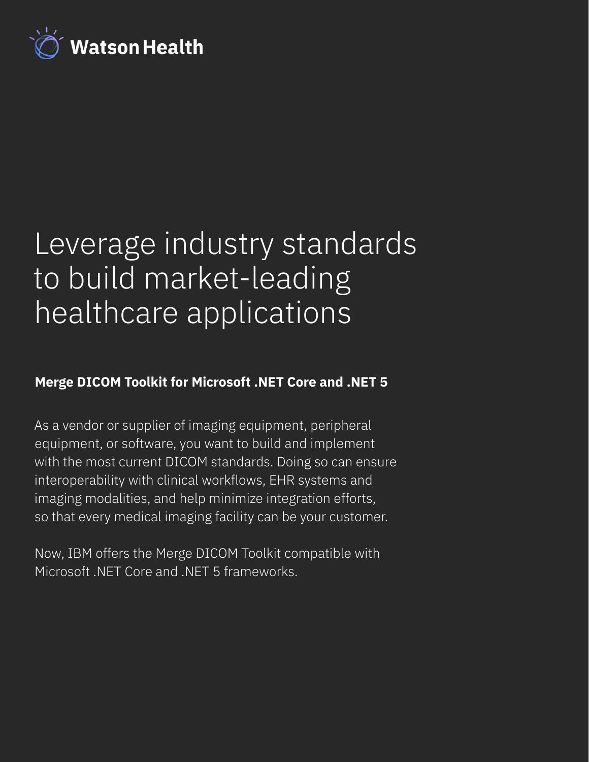Watson Health

# Leverage industry standards to build market-leading healthcare applications

## Merge DICOM Toolkit for Microsoft .NET Core and .NET 5

As a vendor or supplier of imaging equipment, peripheral equipment, or software, you want to build and implement with the most current DICOM standards. Doing so can ensure interoperability with clinical workflows, EHR systems and imaging modalities, and help minimize integration efforts, so that every medical imaging facility can be your customer.

Now, IBM offers the Merge DICOM Toolkit compatible with Microsoft .NET Core and .NET 5 frameworks.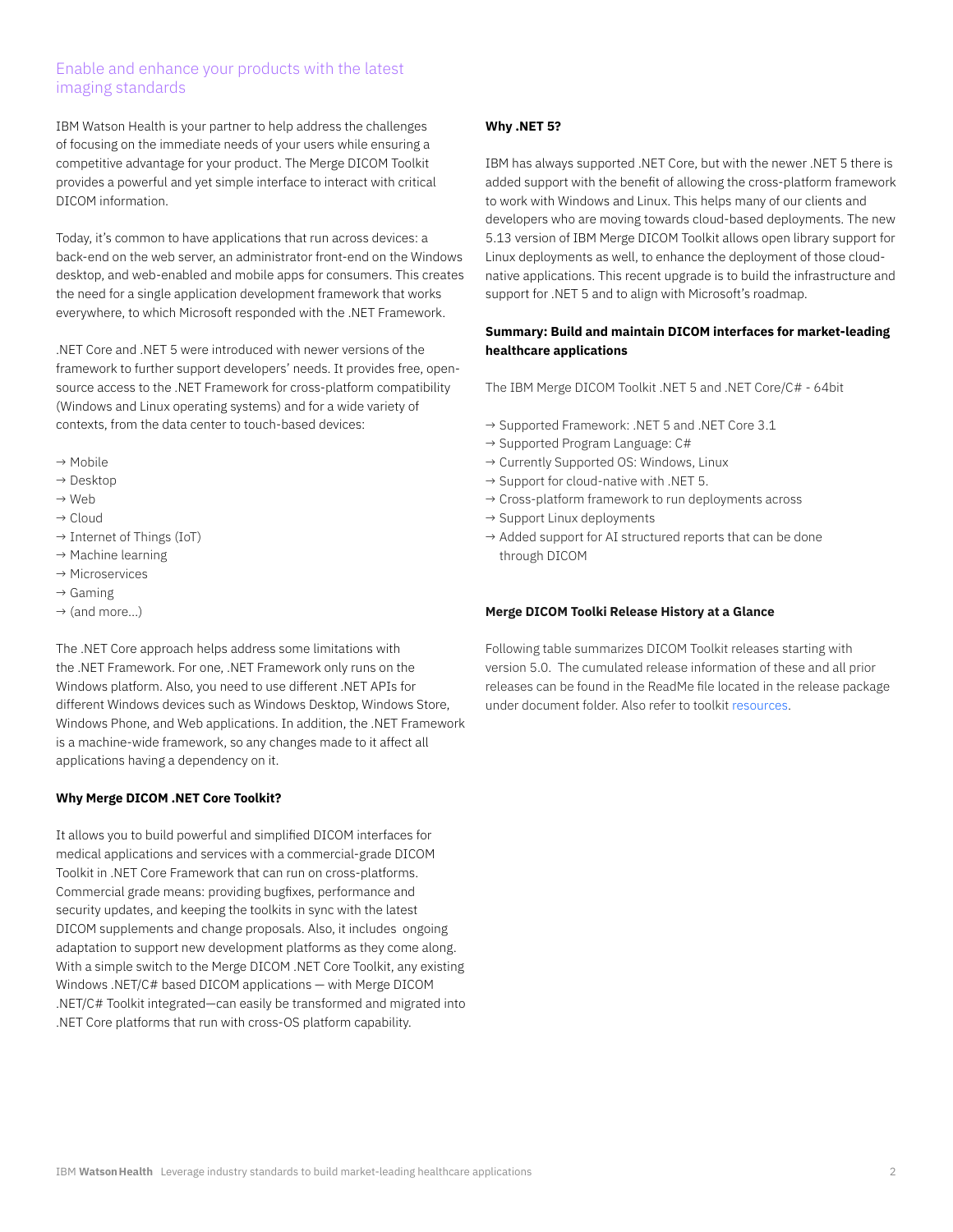## Enable and enhance your products with the latest imaging standards

IBM Watson Health is your partner to help address the challenges of focusing on the immediate needs of your users while ensuring a competitive advantage for your product. The Merge DICOM Toolkit provides a powerful and yet simple interface to interact with critical DICOM information.

Today, it's common to have applications that run across devices: a back-end on the web server, an administrator front-end on the Windows desktop, and web-enabled and mobile apps for consumers. This creates the need for a single application development framework that works everywhere, to which Microsoft responded with the .NET Framework.

.NET Core and .NET 5 were introduced with newer versions of the framework to further support developers' needs. It provides free, open-source access to the .NET Framework for cross-platform compatibility (Windows and Linux operating systems) and for a wide variety of contexts, from the data center to touch-based devices:

→ Mobile
→ Desktop
→ Web
→ Cloud
→ Internet of Things (IoT)
→ Machine learning
→ Microservices
→ Gaming
→ (and more...)

The .NET Core approach helps address some limitations with the .NET Framework. For one, .NET Framework only runs on the Windows platform. Also, you need to use different .NET APIs for different Windows devices such as Windows Desktop, Windows Store, Windows Phone, and Web applications. In addition, the .NET Framework is a machine-wide framework, so any changes made to it affect all applications having a dependency on it.

**Why Merge DICOM .NET Core Toolkit?**

It allows you to build powerful and simplified DICOM interfaces for medical applications and services with a commercial-grade DICOM Toolkit in .NET Core Framework that can run on cross-platforms. Commercial grade means: providing bugfixes, performance and security updates, and keeping the toolkits in sync with the latest DICOM supplements and change proposals. Also, it includes ongoing adaptation to support new development platforms as they come along. With a simple switch to the Merge DICOM .NET Core Toolkit, any existing Windows .NET/C# based DICOM applications — with Merge DICOM .NET/C# Toolkit integrated—can easily be transformed and migrated into .NET Core platforms that run with cross-OS platform capability.

**Why .NET 5?**

IBM has always supported .NET Core, but with the newer .NET 5 there is added support with the benefit of allowing the cross-platform framework to work with Windows and Linux. This helps many of our clients and developers who are moving towards cloud-based deployments. The new 5.13 version of IBM Merge DICOM Toolkit allows open library support for Linux deployments as well, to enhance the deployment of those cloud-native applications. This recent upgrade is to build the infrastructure and support for .NET 5 and to align with Microsoft's roadmap.

**Summary: Build and maintain DICOM interfaces for market-leading healthcare applications**

The IBM Merge DICOM Toolkit .NET 5 and .NET Core/C# - 64bit

→ Supported Framework: .NET 5 and .NET Core 3.1
→ Supported Program Language: C#
→ Currently Supported OS: Windows, Linux
→ Support for cloud-native with .NET 5.
→ Cross-platform framework to run deployments across
→ Support Linux deployments
→ Added support for AI structured reports that can be done through DICOM

**Merge DICOM Toolki Release History at a Glance**

Following table summarizes DICOM Toolkit releases starting with version 5.0. The cumulated release information of these and all prior releases can be found in the ReadMe file located in the release package under document folder. Also refer to toolkit resources.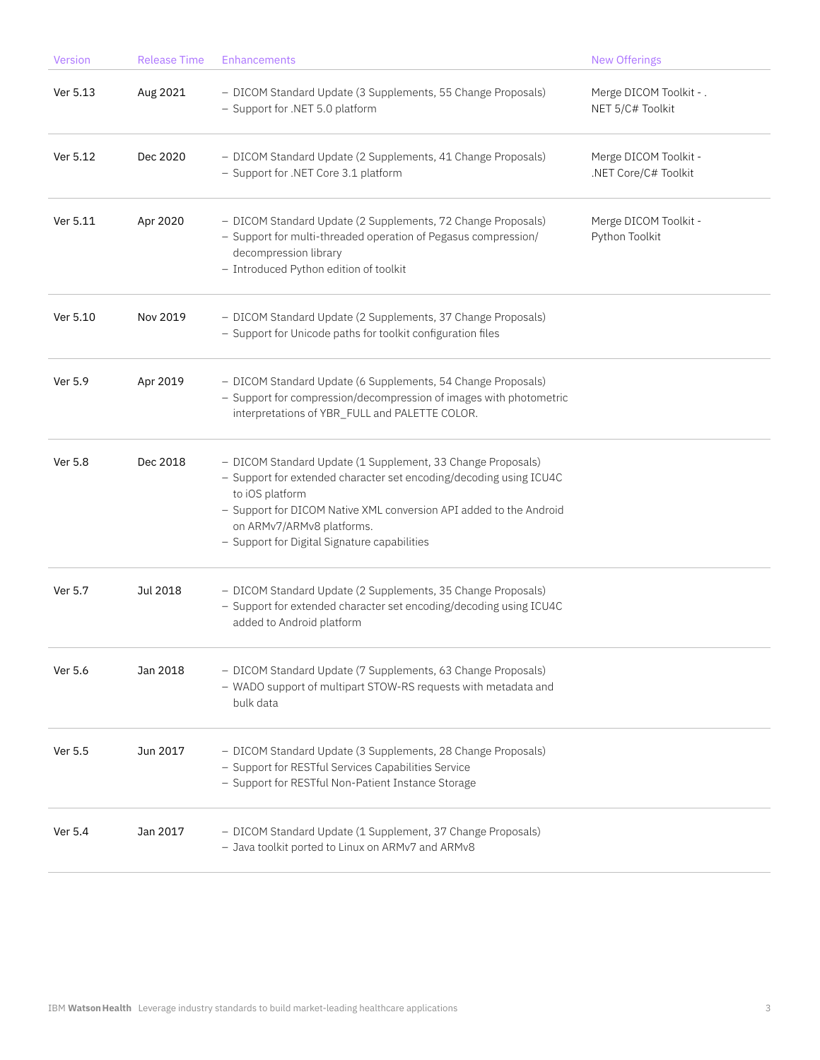| Version | Release Time | Enhancements | New Offerings |
|---|---|---|---|
| Ver 5.13 | Aug 2021 | – DICOM Standard Update (3 Supplements, 55 Change Proposals)<br>– Support for .NET 5.0 platform | Merge DICOM Toolkit - .NET 5/C# Toolkit |
| Ver 5.12 | Dec 2020 | – DICOM Standard Update (2 Supplements, 41 Change Proposals)<br>– Support for .NET Core 3.1 platform | Merge DICOM Toolkit - .NET Core/C# Toolkit |
| Ver 5.11 | Apr 2020 | – DICOM Standard Update (2 Supplements, 72 Change Proposals)<br>– Support for multi-threaded operation of Pegasus compression/decompression library<br>– Introduced Python edition of toolkit | Merge DICOM Toolkit - Python Toolkit |
| Ver 5.10 | Nov 2019 | – DICOM Standard Update (2 Supplements, 37 Change Proposals)<br>– Support for Unicode paths for toolkit configuration files | |
| Ver 5.9 | Apr 2019 | – DICOM Standard Update (6 Supplements, 54 Change Proposals)<br>– Support for compression/decompression of images with photometric interpretations of YBR_FULL and PALETTE COLOR. | |
| Ver 5.8 | Dec 2018 | – DICOM Standard Update (1 Supplement, 33 Change Proposals)<br>– Support for extended character set encoding/decoding using ICU4C to iOS platform<br>– Support for DICOM Native XML conversion API added to the Android on ARMv7/ARMv8 platforms.<br>– Support for Digital Signature capabilities | |
| Ver 5.7 | Jul 2018 | – DICOM Standard Update (2 Supplements, 35 Change Proposals)<br>– Support for extended character set encoding/decoding using ICU4C added to Android platform | |
| Ver 5.6 | Jan 2018 | – DICOM Standard Update (7 Supplements, 63 Change Proposals)<br>– WADO support of multipart STOW-RS requests with metadata and bulk data | |
| Ver 5.5 | Jun 2017 | – DICOM Standard Update (3 Supplements, 28 Change Proposals)<br>– Support for RESTful Services Capabilities Service<br>– Support for RESTful Non-Patient Instance Storage | |
| Ver 5.4 | Jan 2017 | – DICOM Standard Update (1 Supplement, 37 Change Proposals)<br>– Java toolkit ported to Linux on ARMv7 and ARMv8 | |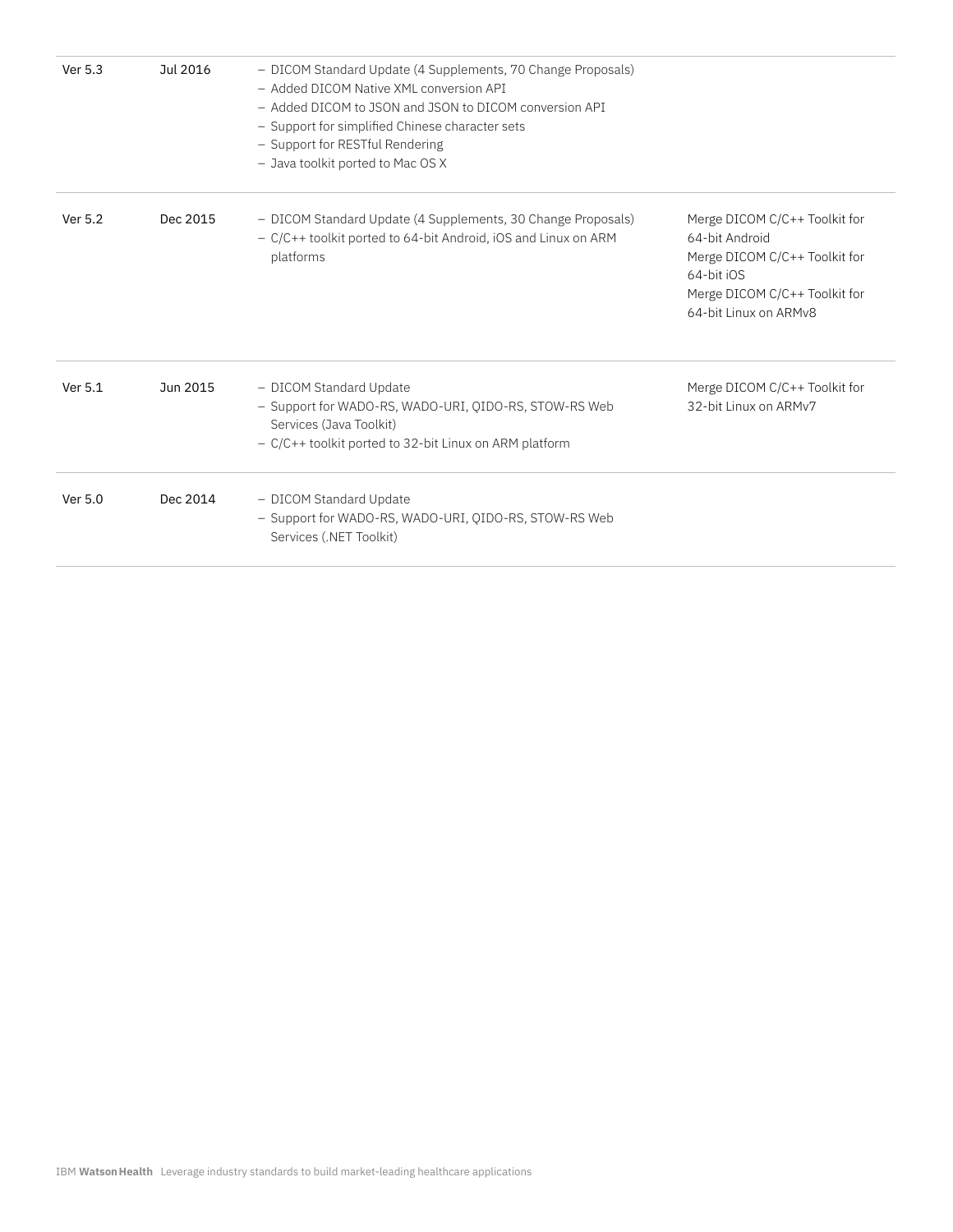| | | | |
|---|---|---|---|
| Ver 5.3 | Jul 2016 | – DICOM Standard Update (4 Supplements, 70 Change Proposals)<br>– Added DICOM Native XML conversion API<br>– Added DICOM to JSON and JSON to DICOM conversion API<br>– Support for simplified Chinese character sets<br>– Support for RESTful Rendering<br>– Java toolkit ported to Mac OS X | |
| Ver 5.2 | Dec 2015 | – DICOM Standard Update (4 Supplements, 30 Change Proposals)<br>– C/C++ toolkit ported to 64-bit Android, iOS and Linux on ARM platforms | Merge DICOM C/C++ Toolkit for 64-bit Android<br>Merge DICOM C/C++ Toolkit for 64-bit iOS<br>Merge DICOM C/C++ Toolkit for 64-bit Linux on ARMv8 |
| Ver 5.1 | Jun 2015 | – DICOM Standard Update<br>– Support for WADO-RS, WADO-URI, QIDO-RS, STOW-RS Web Services (Java Toolkit)<br>– C/C++ toolkit ported to 32-bit Linux on ARM platform | Merge DICOM C/C++ Toolkit for 32-bit Linux on ARMv7 |
| Ver 5.0 | Dec 2014 | – DICOM Standard Update<br>– Support for WADO-RS, WADO-URI, QIDO-RS, STOW-RS Web Services (.NET Toolkit) | |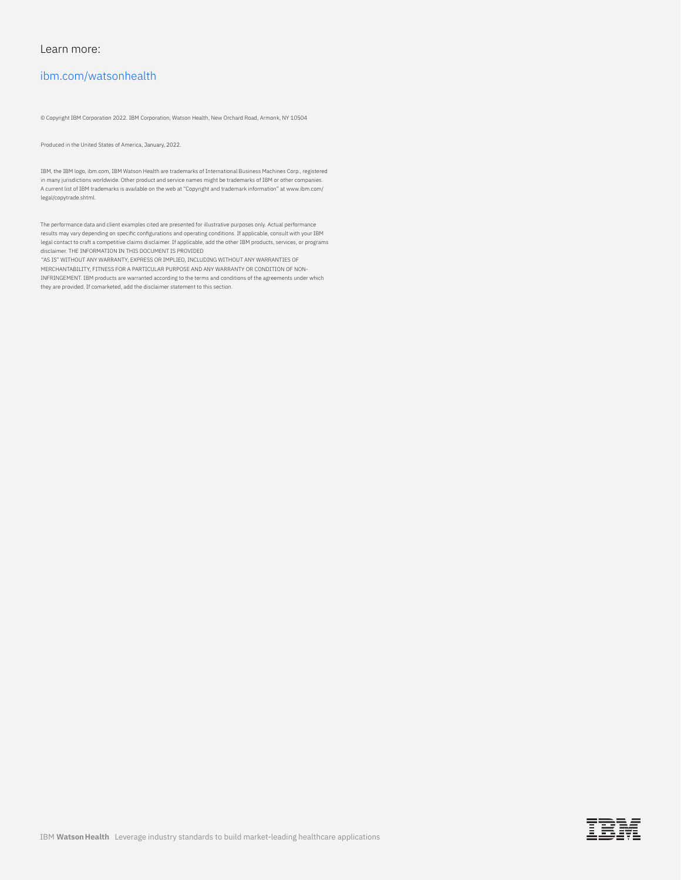Learn more:

ibm.com/watsonhealth

© Copyright IBM Corporation 2022. IBM Corporation, Watson Health, New Orchard Road, Armonk, NY 10504

Produced in the United States of America, January, 2022.

IBM, the IBM logo, ibm.com, IBM Watson Health are trademarks of International Business Machines Corp., registered in many jurisdictions worldwide. Other product and service names might be trademarks of IBM or other companies. A current list of IBM trademarks is available on the web at "Copyright and trademark information" at www.ibm.com/legal/copytrade.shtml.

The performance data and client examples cited are presented for illustrative purposes only. Actual performance results may vary depending on specific configurations and operating conditions. If applicable, consult with your IBM legal contact to craft a competitive claims disclaimer. If applicable, add the other IBM products, services, or programs disclaimer. THE INFORMATION IN THIS DOCUMENT IS PROVIDED "AS IS" WITHOUT ANY WARRANTY, EXPRESS OR IMPLIED, INCLUDING WITHOUT ANY WARRANTIES OF MERCHANTABILITY, FITNESS FOR A PARTICULAR PURPOSE AND ANY WARRANTY OR CONDITION OF NON-INFRINGEMENT. IBM products are warranted according to the terms and conditions of the agreements under which they are provided. If comarketed, add the disclaimer statement to this section.